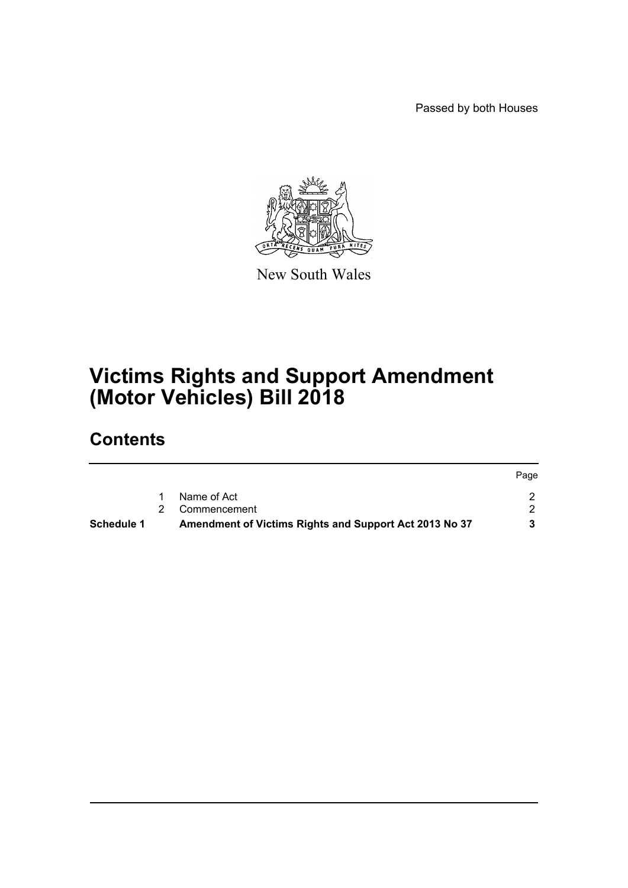Passed by both Houses

New South Wales

# Victims Rights and Support Amendment (Motor Vehicles) Bill 2018

## Contents

| | | | Page |
|---|---|---|---|
| | 1 | Name of Act | 2 |
| | 2 | Commencement | 2 |
| **Schedule 1** | | **Amendment of Victims Rights and Support Act 2013 No 37** | **3** |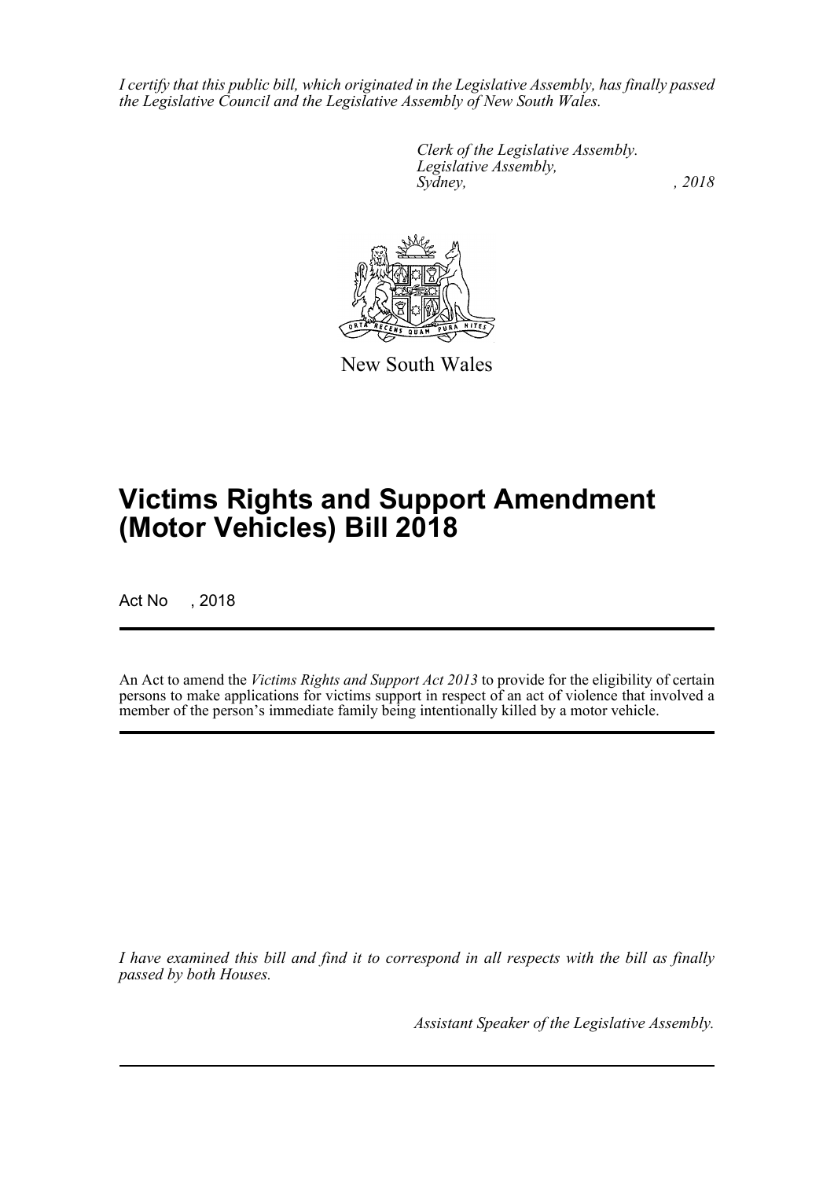*I certify that this public bill, which originated in the Legislative Assembly, has finally passed the Legislative Council and the Legislative Assembly of New South Wales.*

*Clerk of the Legislative Assembly.*
*Legislative Assembly,*
*Sydney, , 2018*

New South Wales

# Victims Rights and Support Amendment (Motor Vehicles) Bill 2018

Act No , 2018

An Act to amend the *Victims Rights and Support Act 2013* to provide for the eligibility of certain persons to make applications for victims support in respect of an act of violence that involved a member of the person's immediate family being intentionally killed by a motor vehicle.

*I have examined this bill and find it to correspond in all respects with the bill as finally passed by both Houses.*

*Assistant Speaker of the Legislative Assembly.*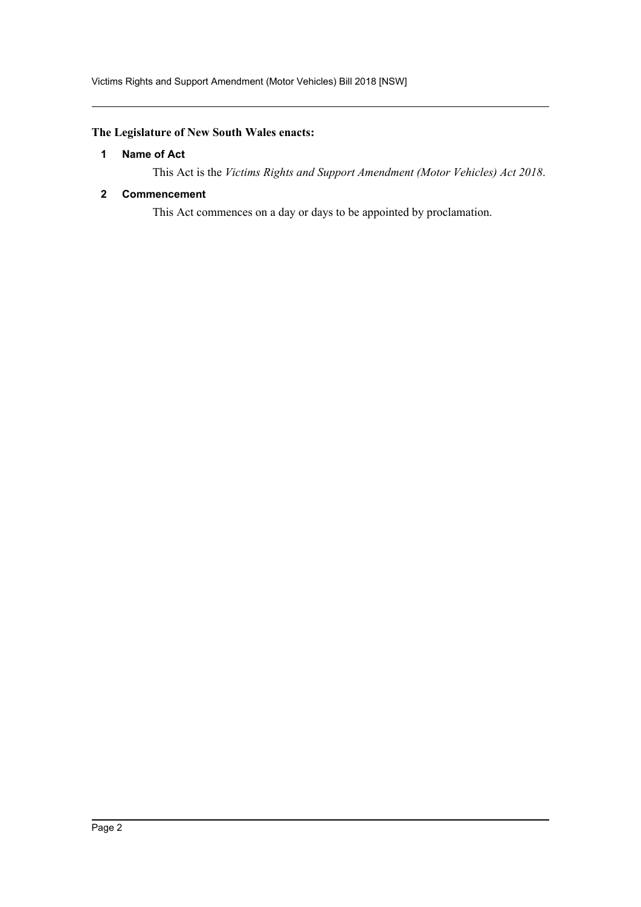**The Legislature of New South Wales enacts:**

### 1 Name of Act

This Act is the *Victims Rights and Support Amendment (Motor Vehicles) Act 2018*.

### 2 Commencement

This Act commences on a day or days to be appointed by proclamation.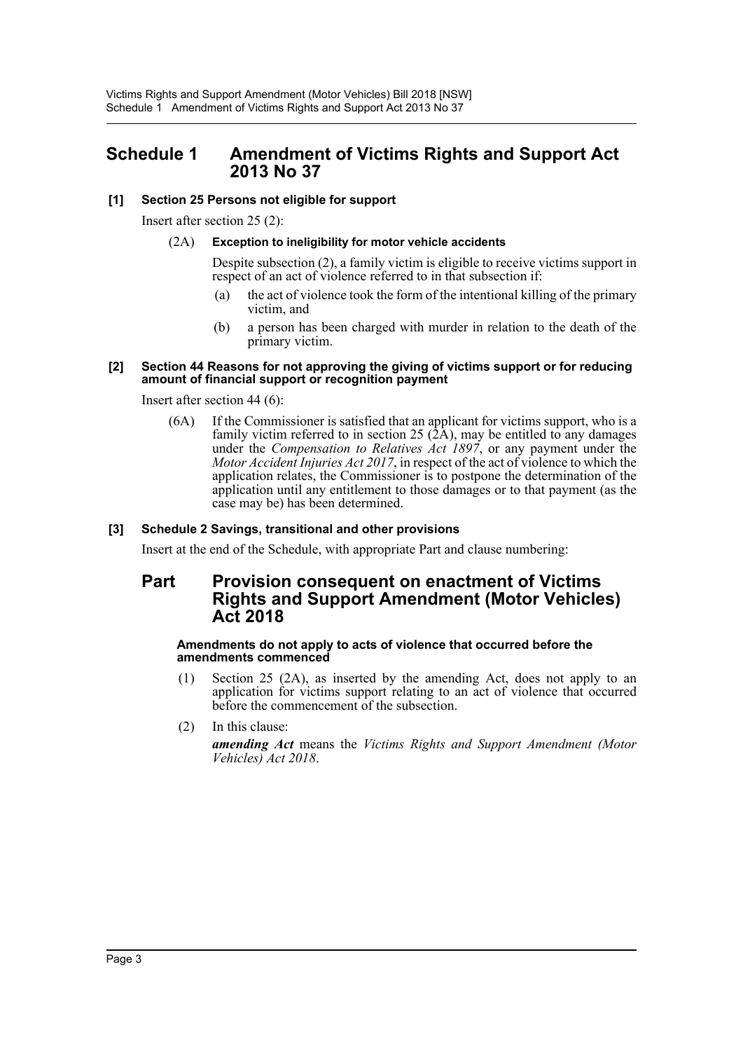# Schedule 1 Amendment of Victims Rights and Support Act 2013 No 37

**[1] Section 25 Persons not eligible for support**

Insert after section 25 (2):

(2A) **Exception to ineligibility for motor vehicle accidents**

Despite subsection (2), a family victim is eligible to receive victims support in respect of an act of violence referred to in that subsection if:

(a) the act of violence took the form of the intentional killing of the primary victim, and

(b) a person has been charged with murder in relation to the death of the primary victim.

**[2] Section 44 Reasons for not approving the giving of victims support or for reducing amount of financial support or recognition payment**

Insert after section 44 (6):

(6A) If the Commissioner is satisfied that an applicant for victims support, who is a family victim referred to in section 25 (2A), may be entitled to any damages under the *Compensation to Relatives Act 1897*, or any payment under the *Motor Accident Injuries Act 2017*, in respect of the act of violence to which the application relates, the Commissioner is to postpone the determination of the application until any entitlement to those damages or to that payment (as the case may be) has been determined.

**[3] Schedule 2 Savings, transitional and other provisions**

Insert at the end of the Schedule, with appropriate Part and clause numbering:

## Part Provision consequent on enactment of Victims Rights and Support Amendment (Motor Vehicles) Act 2018

**Amendments do not apply to acts of violence that occurred before the amendments commenced**

(1) Section 25 (2A), as inserted by the amending Act, does not apply to an application for victims support relating to an act of violence that occurred before the commencement of the subsection.

(2) In this clause:

***amending Act*** means the *Victims Rights and Support Amendment (Motor Vehicles) Act 2018*.